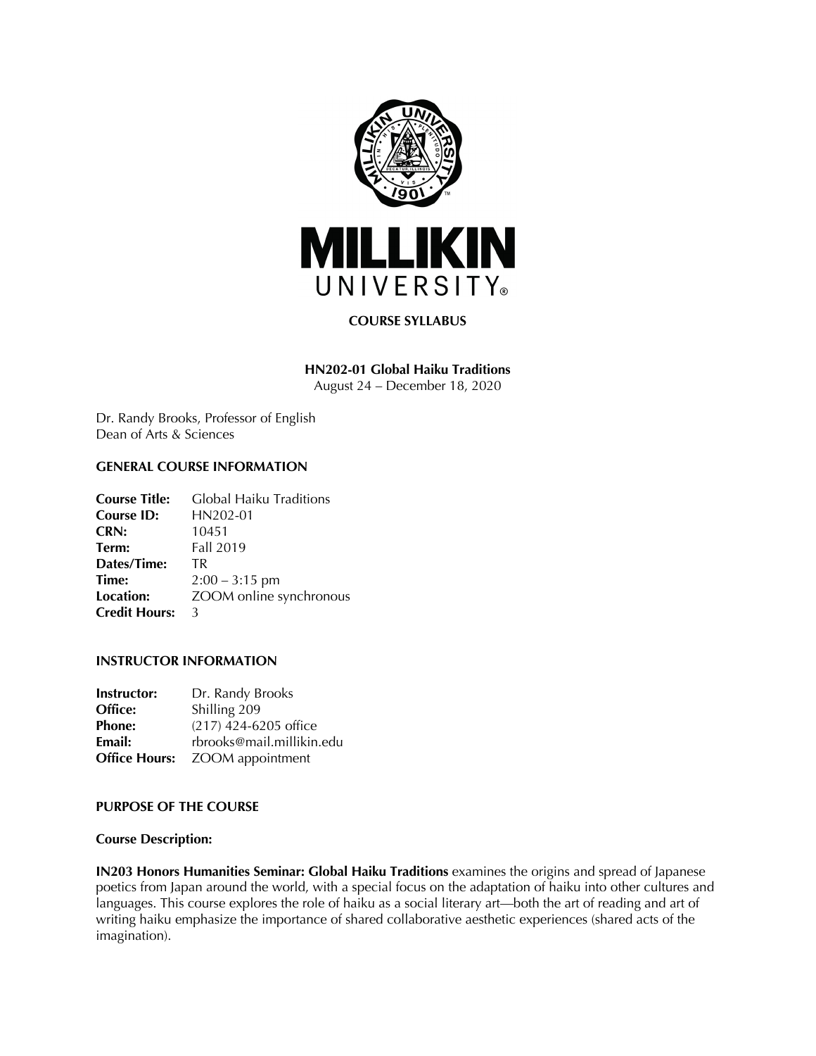MILLIKIN UNIVERSITY

**COURSE SYLLABUS**

**HN202-01 Global Haiku Traditions**
August 24 – December 18, 2020

Dr. Randy Brooks, Professor of English
Dean of Arts & Sciences

## GENERAL COURSE INFORMATION

**Course Title:** Global Haiku Traditions
**Course ID:** HN202-01
**CRN:** 10451
**Term:** Fall 2019
**Dates/Time:** TR
**Time:** 2:00 – 3:15 pm
**Location:** ZOOM online synchronous
**Credit Hours:** 3

## INSTRUCTOR INFORMATION

**Instructor:** Dr. Randy Brooks
**Office:** Shilling 209
**Phone:** (217) 424-6205 office
**Email:** rbrooks@mail.millikin.edu
**Office Hours:** ZOOM appointment

## PURPOSE OF THE COURSE

### Course Description:

**IN203 Honors Humanities Seminar: Global Haiku Traditions** examines the origins and spread of Japanese poetics from Japan around the world, with a special focus on the adaptation of haiku into other cultures and languages. This course explores the role of haiku as a social literary art—both the art of reading and art of writing haiku emphasize the importance of shared collaborative aesthetic experiences (shared acts of the imagination).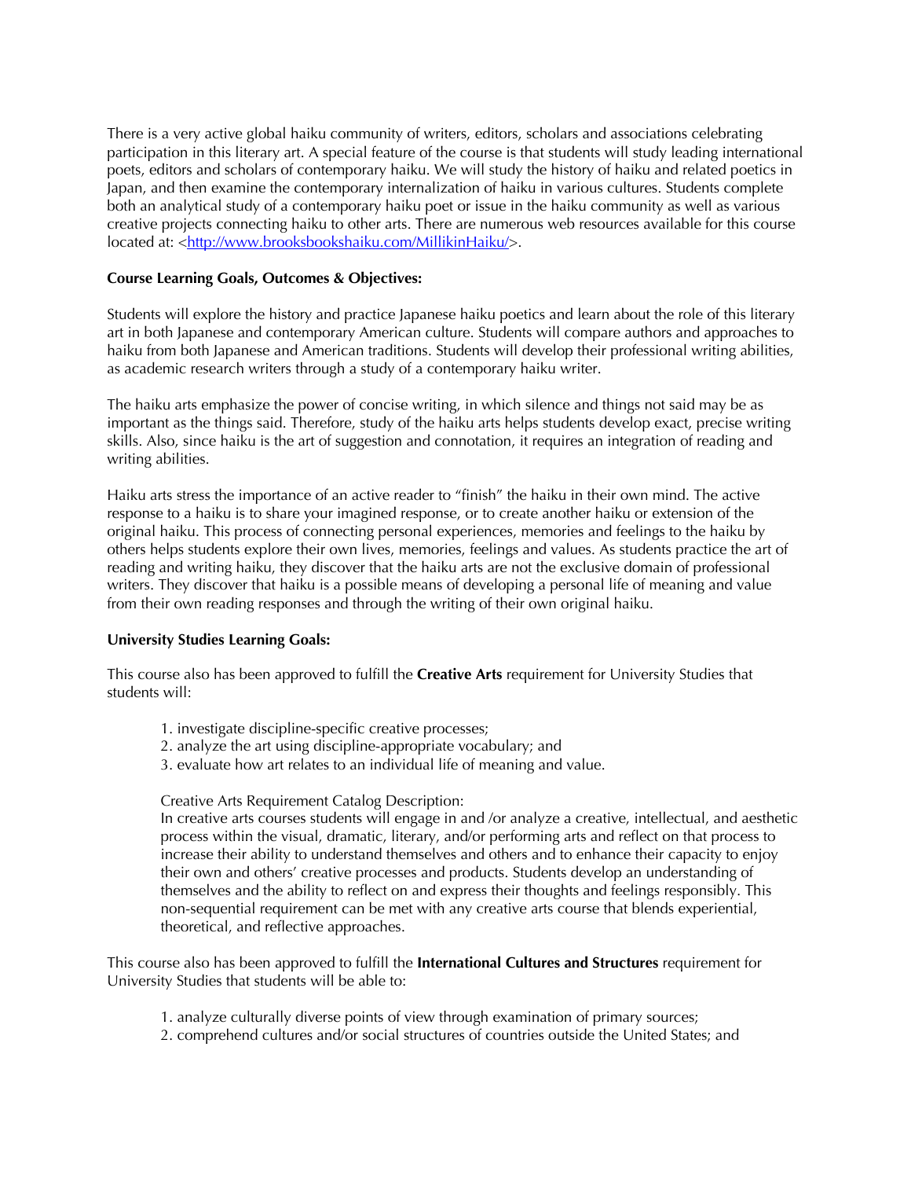There is a very active global haiku community of writers, editors, scholars and associations celebrating participation in this literary art. A special feature of the course is that students will study leading international poets, editors and scholars of contemporary haiku. We will study the history of haiku and related poetics in Japan, and then examine the contemporary internalization of haiku in various cultures. Students complete both an analytical study of a contemporary haiku poet or issue in the haiku community as well as various creative projects connecting haiku to other arts. There are numerous web resources available for this course located at: <http://www.brooksbookshaiku.com/MillikinHaiku/>.

**Course Learning Goals, Outcomes & Objectives:**

Students will explore the history and practice Japanese haiku poetics and learn about the role of this literary art in both Japanese and contemporary American culture. Students will compare authors and approaches to haiku from both Japanese and American traditions. Students will develop their professional writing abilities, as academic research writers through a study of a contemporary haiku writer.

The haiku arts emphasize the power of concise writing, in which silence and things not said may be as important as the things said. Therefore, study of the haiku arts helps students develop exact, precise writing skills. Also, since haiku is the art of suggestion and connotation, it requires an integration of reading and writing abilities.

Haiku arts stress the importance of an active reader to "finish" the haiku in their own mind. The active response to a haiku is to share your imagined response, or to create another haiku or extension of the original haiku. This process of connecting personal experiences, memories and feelings to the haiku by others helps students explore their own lives, memories, feelings and values. As students practice the art of reading and writing haiku, they discover that the haiku arts are not the exclusive domain of professional writers. They discover that haiku is a possible means of developing a personal life of meaning and value from their own reading responses and through the writing of their own original haiku.

**University Studies Learning Goals:**

This course also has been approved to fulfill the **Creative Arts** requirement for University Studies that students will:

1. investigate discipline-specific creative processes;
2. analyze the art using discipline-appropriate vocabulary; and
3. evaluate how art relates to an individual life of meaning and value.

Creative Arts Requirement Catalog Description:
In creative arts courses students will engage in and /or analyze a creative, intellectual, and aesthetic process within the visual, dramatic, literary, and/or performing arts and reflect on that process to increase their ability to understand themselves and others and to enhance their capacity to enjoy their own and others' creative processes and products. Students develop an understanding of themselves and the ability to reflect on and express their thoughts and feelings responsibly. This non-sequential requirement can be met with any creative arts course that blends experiential, theoretical, and reflective approaches.

This course also has been approved to fulfill the **International Cultures and Structures** requirement for University Studies that students will be able to:

1. analyze culturally diverse points of view through examination of primary sources;
2. comprehend cultures and/or social structures of countries outside the United States; and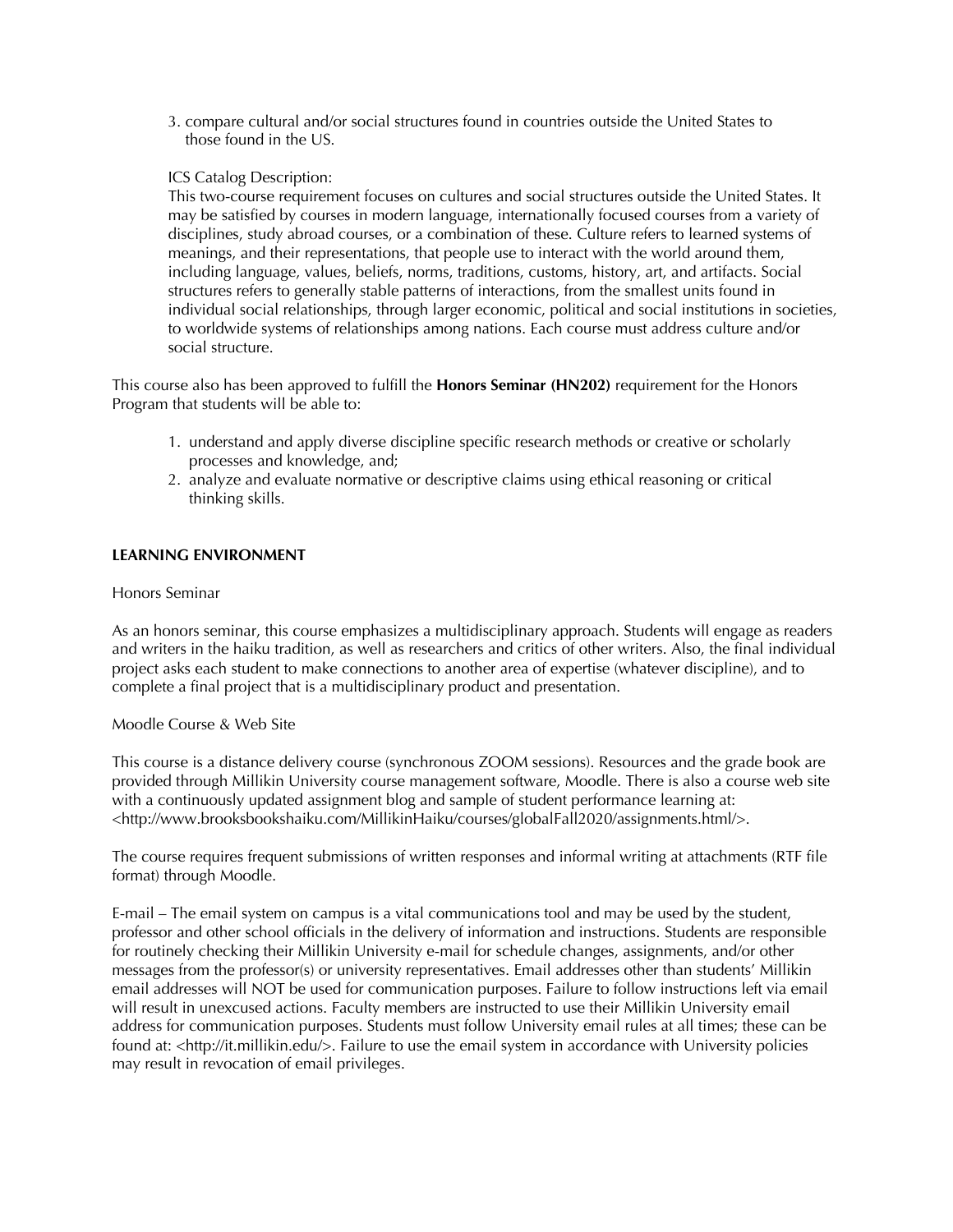3. compare cultural and/or social structures found in countries outside the United States to those found in the US.

ICS Catalog Description:
This two-course requirement focuses on cultures and social structures outside the United States. It may be satisfied by courses in modern language, internationally focused courses from a variety of disciplines, study abroad courses, or a combination of these. Culture refers to learned systems of meanings, and their representations, that people use to interact with the world around them, including language, values, beliefs, norms, traditions, customs, history, art, and artifacts. Social structures refers to generally stable patterns of interactions, from the smallest units found in individual social relationships, through larger economic, political and social institutions in societies, to worldwide systems of relationships among nations. Each course must address culture and/or social structure.

This course also has been approved to fulfill the **Honors Seminar (HN202)** requirement for the Honors Program that students will be able to:

1. understand and apply diverse discipline specific research methods or creative or scholarly processes and knowledge, and;
2. analyze and evaluate normative or descriptive claims using ethical reasoning or critical thinking skills.

**LEARNING ENVIRONMENT**

Honors Seminar

As an honors seminar, this course emphasizes a multidisciplinary approach. Students will engage as readers and writers in the haiku tradition, as well as researchers and critics of other writers. Also, the final individual project asks each student to make connections to another area of expertise (whatever discipline), and to complete a final project that is a multidisciplinary product and presentation.

Moodle Course & Web Site

This course is a distance delivery course (synchronous ZOOM sessions). Resources and the grade book are provided through Millikin University course management software, Moodle. There is also a course web site with a continuously updated assignment blog and sample of student performance learning at: <http://www.brooksbookshaiku.com/MillikinHaiku/courses/globalFall2020/assignments.html/>.

The course requires frequent submissions of written responses and informal writing at attachments (RTF file format) through Moodle.

E-mail – The email system on campus is a vital communications tool and may be used by the student, professor and other school officials in the delivery of information and instructions. Students are responsible for routinely checking their Millikin University e-mail for schedule changes, assignments, and/or other messages from the professor(s) or university representatives. Email addresses other than students' Millikin email addresses will NOT be used for communication purposes. Failure to follow instructions left via email will result in unexcused actions. Faculty members are instructed to use their Millikin University email address for communication purposes. Students must follow University email rules at all times; these can be found at: <http://it.millikin.edu/>. Failure to use the email system in accordance with University policies may result in revocation of email privileges.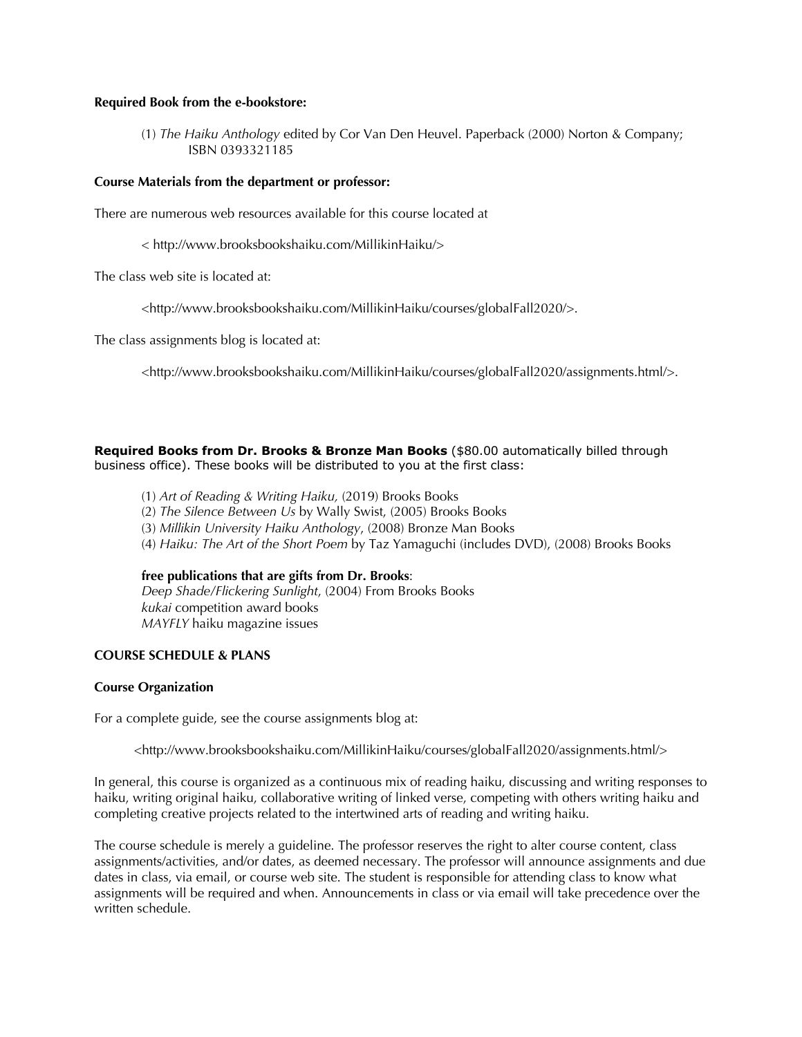**Required Book from the e-bookstore:**

(1) *The Haiku Anthology* edited by Cor Van Den Heuvel. Paperback (2000) Norton & Company; ISBN 0393321185

**Course Materials from the department or professor:**

There are numerous web resources available for this course located at

< http://www.brooksbookshaiku.com/MillikinHaiku/>

The class web site is located at:

<http://www.brooksbookshaiku.com/MillikinHaiku/courses/globalFall2020/>.

The class assignments blog is located at:

<http://www.brooksbookshaiku.com/MillikinHaiku/courses/globalFall2020/assignments.html/>.

**Required Books from Dr. Brooks & Bronze Man Books** ($80.00 automatically billed through business office). These books will be distributed to you at the first class:

(1) *Art of Reading & Writing Haiku,* (2019) Brooks Books
(2) *The Silence Between Us* by Wally Swist, (2005) Brooks Books
(3) *Millikin University Haiku Anthology*, (2008) Bronze Man Books
(4) *Haiku: The Art of the Short Poem* by Taz Yamaguchi (includes DVD), (2008) Brooks Books

**free publications that are gifts from Dr. Brooks**:
*Deep Shade/Flickering Sunlight*, (2004) From Brooks Books
*kukai* competition award books
*MAYFLY* haiku magazine issues

**COURSE SCHEDULE & PLANS**

**Course Organization**

For a complete guide, see the course assignments blog at:

<http://www.brooksbookshaiku.com/MillikinHaiku/courses/globalFall2020/assignments.html/>

In general, this course is organized as a continuous mix of reading haiku, discussing and writing responses to haiku, writing original haiku, collaborative writing of linked verse, competing with others writing haiku and completing creative projects related to the intertwined arts of reading and writing haiku.

The course schedule is merely a guideline. The professor reserves the right to alter course content, class assignments/activities, and/or dates, as deemed necessary. The professor will announce assignments and due dates in class, via email, or course web site. The student is responsible for attending class to know what assignments will be required and when. Announcements in class or via email will take precedence over the written schedule.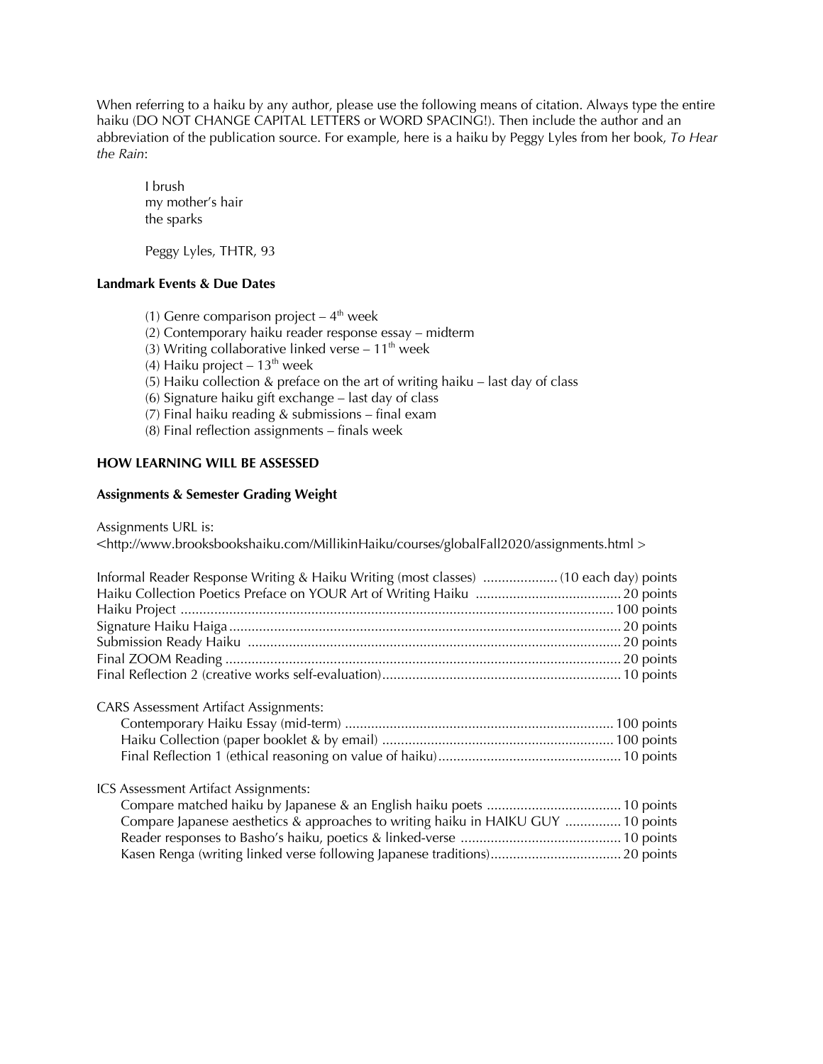When referring to a haiku by any author, please use the following means of citation. Always type the entire haiku (DO NOT CHANGE CAPITAL LETTERS or WORD SPACING!). Then include the author and an abbreviation of the publication source. For example, here is a haiku by Peggy Lyles from her book, *To Hear the Rain*:

> I brush  
> my mother's hair  
> the sparks
>
> Peggy Lyles, THTR, 93

**Landmark Events & Due Dates**

(1) Genre comparison project – 4th week  
(2) Contemporary haiku reader response essay – midterm  
(3) Writing collaborative linked verse – 11th week  
(4) Haiku project – 13th week  
(5) Haiku collection & preface on the art of writing haiku – last day of class  
(6) Signature haiku gift exchange – last day of class  
(7) Final haiku reading & submissions – final exam  
(8) Final reflection assignments – finals week

**HOW LEARNING WILL BE ASSESSED**

**Assignments & Semester Grading Weight**

Assignments URL is:  
<http://www.brooksbookshaiku.com/MillikinHaiku/courses/globalFall2020/assignments.html >

| Assignment | Points |
|---|---|
| Informal Reader Response Writing & Haiku Writing (most classes) | (10 each day) points |
| Haiku Collection Poetics Preface on YOUR Art of Writing Haiku | 20 points |
| Haiku Project | 100 points |
| Signature Haiku Haiga | 20 points |
| Submission Ready Haiku | 20 points |
| Final ZOOM Reading | 20 points |
| Final Reflection 2 (creative works self-evaluation) | 10 points |

CARS Assessment Artifact Assignments:

| Assignment | Points |
|---|---|
| Contemporary Haiku Essay (mid-term) | 100 points |
| Haiku Collection (paper booklet & by email) | 100 points |
| Final Reflection 1 (ethical reasoning on value of haiku) | 10 points |

ICS Assessment Artifact Assignments:

| Assignment | Points |
|---|---|
| Compare matched haiku by Japanese & an English haiku poets | 10 points |
| Compare Japanese aesthetics & approaches to writing haiku in HAIKU GUY | 10 points |
| Reader responses to Basho's haiku, poetics & linked-verse | 10 points |
| Kasen Renga (writing linked verse following Japanese traditions) | 20 points |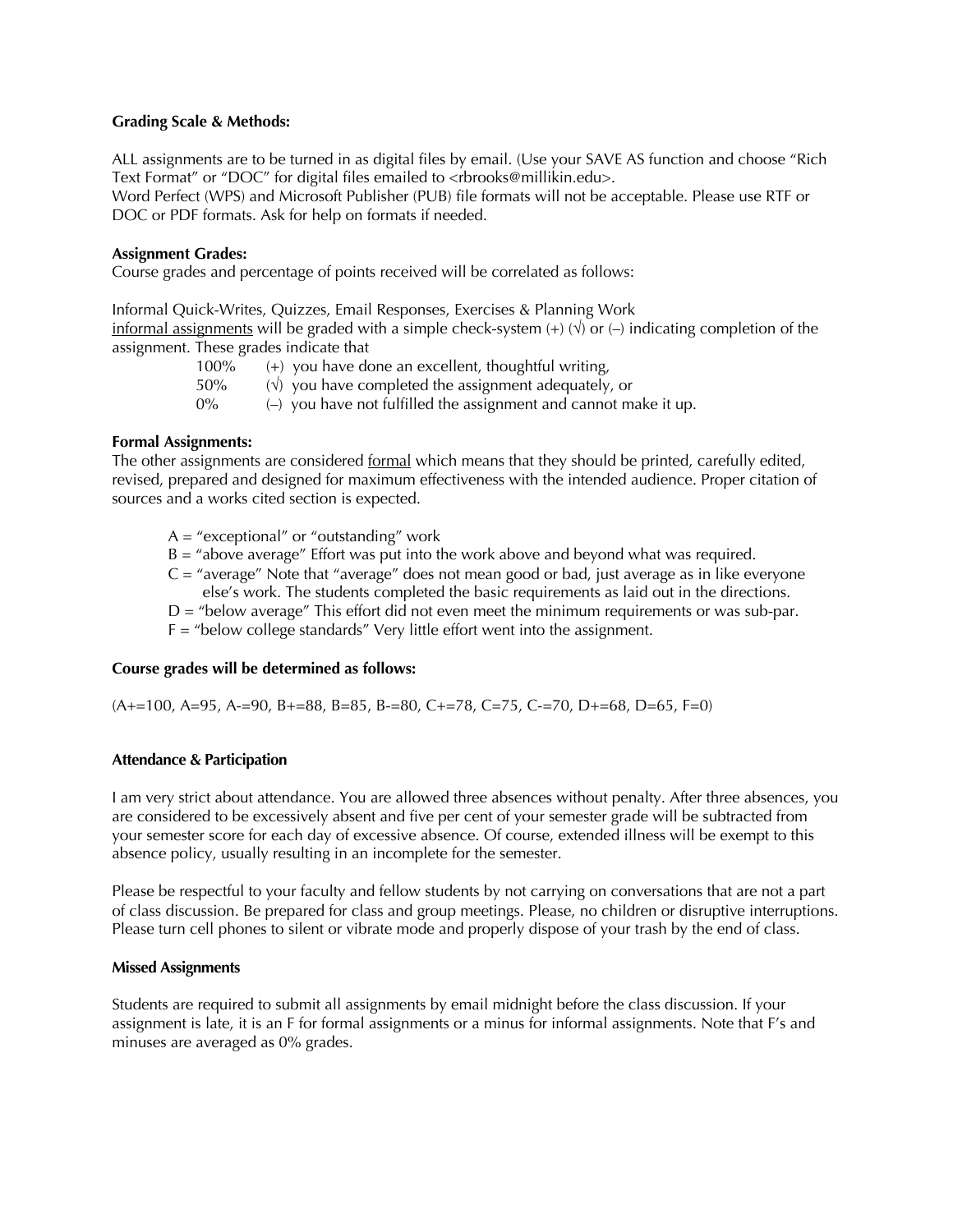**Grading Scale & Methods:**

ALL assignments are to be turned in as digital files by email. (Use your SAVE AS function and choose "Rich Text Format" or "DOC" for digital files emailed to <rbrooks@millikin.edu>.
Word Perfect (WPS) and Microsoft Publisher (PUB) file formats will not be acceptable. Please use RTF or DOC or PDF formats. Ask for help on formats if needed.

**Assignment Grades:**
Course grades and percentage of points received will be correlated as follows:

Informal Quick-Writes, Quizzes, Email Responses, Exercises & Planning Work
<u>informal assignments</u> will be graded with a simple check-system (+) (√) or (–) indicating completion of the assignment. These grades indicate that

100% (+) you have done an excellent, thoughtful writing,
50% (√) you have completed the assignment adequately, or
0% (–) you have not fulfilled the assignment and cannot make it up.

**Formal Assignments:**
The other assignments are considered <u>formal</u> which means that they should be printed, carefully edited, revised, prepared and designed for maximum effectiveness with the intended audience. Proper citation of sources and a works cited section is expected.

A = "exceptional" or "outstanding" work
B = "above average" Effort was put into the work above and beyond what was required.
C = "average" Note that "average" does not mean good or bad, just average as in like everyone else's work. The students completed the basic requirements as laid out in the directions.
D = "below average" This effort did not even meet the minimum requirements or was sub-par.
F = "below college standards" Very little effort went into the assignment.

**Course grades will be determined as follows:**

(A+=100, A=95, A-=90, B+=88, B=85, B-=80, C+=78, C=75, C-=70, D+=68, D=65, F=0)

**Attendance & Participation**

I am very strict about attendance. You are allowed three absences without penalty. After three absences, you are considered to be excessively absent and five per cent of your semester grade will be subtracted from your semester score for each day of excessive absence. Of course, extended illness will be exempt to this absence policy, usually resulting in an incomplete for the semester.

Please be respectful to your faculty and fellow students by not carrying on conversations that are not a part of class discussion. Be prepared for class and group meetings. Please, no children or disruptive interruptions. Please turn cell phones to silent or vibrate mode and properly dispose of your trash by the end of class.

**Missed Assignments**

Students are required to submit all assignments by email midnight before the class discussion. If your assignment is late, it is an F for formal assignments or a minus for informal assignments. Note that F's and minuses are averaged as 0% grades.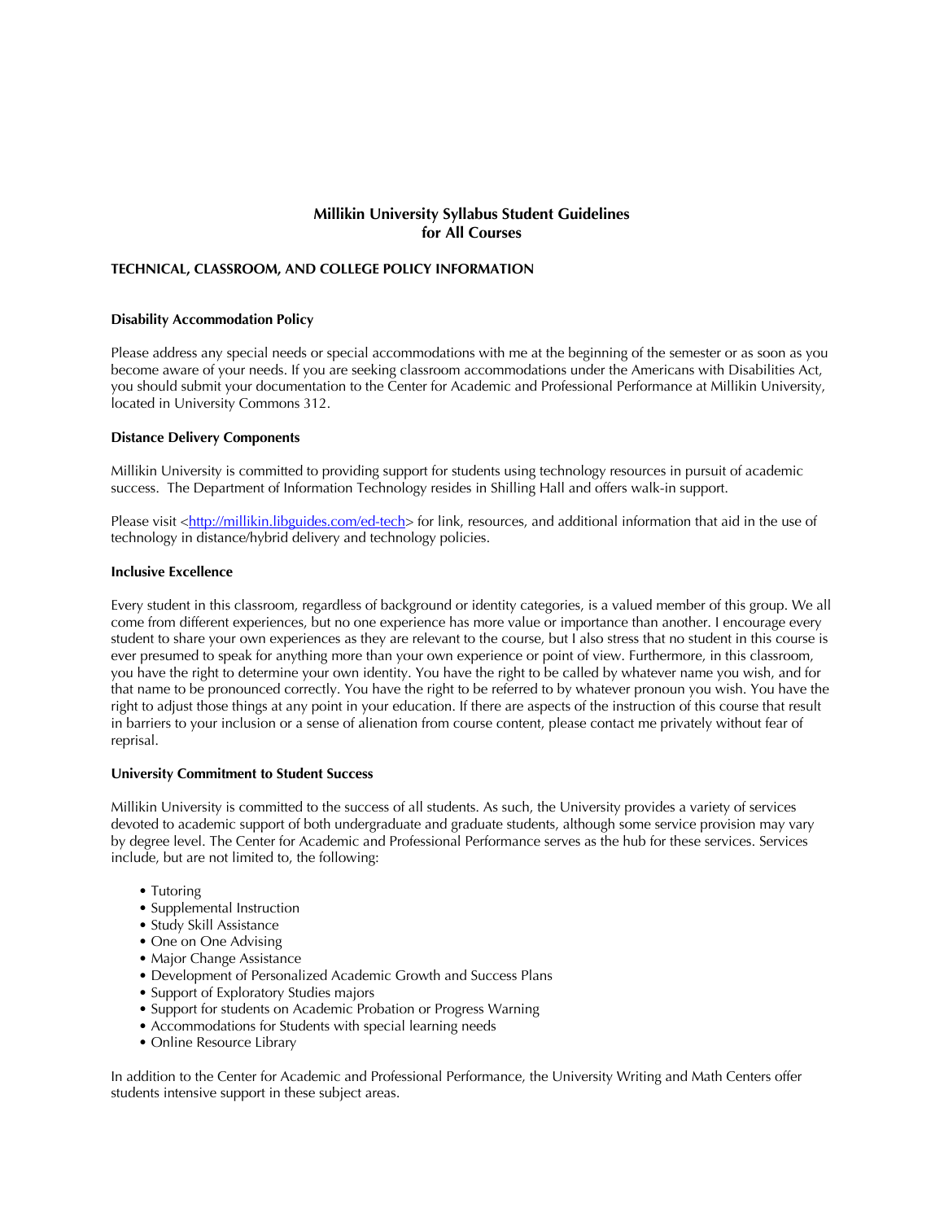## Millikin University Syllabus Student Guidelines for All Courses

### TECHNICAL, CLASSROOM, AND COLLEGE POLICY INFORMATION

#### Disability Accommodation Policy

Please address any special needs or special accommodations with me at the beginning of the semester or as soon as you become aware of your needs. If you are seeking classroom accommodations under the Americans with Disabilities Act, you should submit your documentation to the Center for Academic and Professional Performance at Millikin University, located in University Commons 312.

#### Distance Delivery Components

Millikin University is committed to providing support for students using technology resources in pursuit of academic success. The Department of Information Technology resides in Shilling Hall and offers walk-in support.

Please visit <http://millikin.libguides.com/ed-tech> for link, resources, and additional information that aid in the use of technology in distance/hybrid delivery and technology policies.

#### Inclusive Excellence

Every student in this classroom, regardless of background or identity categories, is a valued member of this group. We all come from different experiences, but no one experience has more value or importance than another. I encourage every student to share your own experiences as they are relevant to the course, but I also stress that no student in this course is ever presumed to speak for anything more than your own experience or point of view. Furthermore, in this classroom, you have the right to determine your own identity. You have the right to be called by whatever name you wish, and for that name to be pronounced correctly. You have the right to be referred to by whatever pronoun you wish. You have the right to adjust those things at any point in your education. If there are aspects of the instruction of this course that result in barriers to your inclusion or a sense of alienation from course content, please contact me privately without fear of reprisal.

#### University Commitment to Student Success

Millikin University is committed to the success of all students. As such, the University provides a variety of services devoted to academic support of both undergraduate and graduate students, although some service provision may vary by degree level. The Center for Academic and Professional Performance serves as the hub for these services. Services include, but are not limited to, the following:

- Tutoring
- Supplemental Instruction
- Study Skill Assistance
- One on One Advising
- Major Change Assistance
- Development of Personalized Academic Growth and Success Plans
- Support of Exploratory Studies majors
- Support for students on Academic Probation or Progress Warning
- Accommodations for Students with special learning needs
- Online Resource Library

In addition to the Center for Academic and Professional Performance, the University Writing and Math Centers offer students intensive support in these subject areas.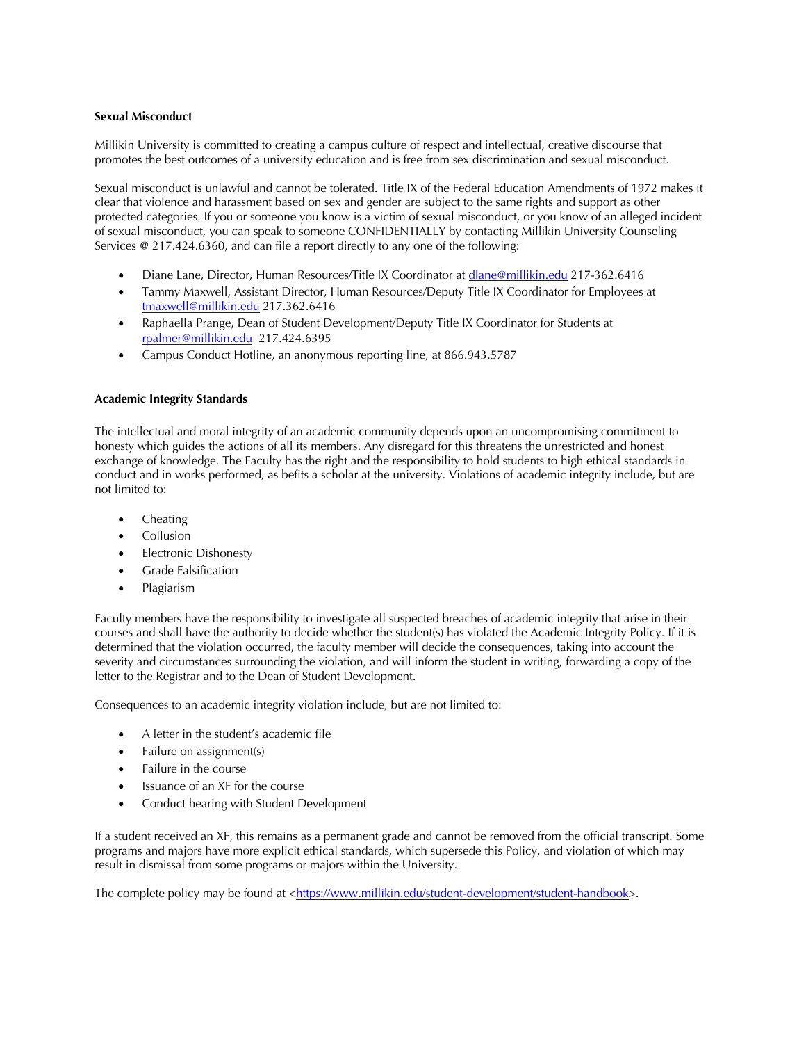**Sexual Misconduct**

Millikin University is committed to creating a campus culture of respect and intellectual, creative discourse that promotes the best outcomes of a university education and is free from sex discrimination and sexual misconduct.

Sexual misconduct is unlawful and cannot be tolerated. Title IX of the Federal Education Amendments of 1972 makes it clear that violence and harassment based on sex and gender are subject to the same rights and support as other protected categories. If you or someone you know is a victim of sexual misconduct, or you know of an alleged incident of sexual misconduct, you can speak to someone CONFIDENTIALLY by contacting Millikin University Counseling Services @ 217.424.6360, and can file a report directly to any one of the following:

- Diane Lane, Director, Human Resources/Title IX Coordinator at dlane@millikin.edu 217-362.6416
- Tammy Maxwell, Assistant Director, Human Resources/Deputy Title IX Coordinator for Employees at tmaxwell@millikin.edu 217.362.6416
- Raphaella Prange, Dean of Student Development/Deputy Title IX Coordinator for Students at rpalmer@millikin.edu 217.424.6395
- Campus Conduct Hotline, an anonymous reporting line, at 866.943.5787

**Academic Integrity Standards**

The intellectual and moral integrity of an academic community depends upon an uncompromising commitment to honesty which guides the actions of all its members. Any disregard for this threatens the unrestricted and honest exchange of knowledge. The Faculty has the right and the responsibility to hold students to high ethical standards in conduct and in works performed, as befits a scholar at the university. Violations of academic integrity include, but are not limited to:

- Cheating
- Collusion
- Electronic Dishonesty
- Grade Falsification
- Plagiarism

Faculty members have the responsibility to investigate all suspected breaches of academic integrity that arise in their courses and shall have the authority to decide whether the student(s) has violated the Academic Integrity Policy. If it is determined that the violation occurred, the faculty member will decide the consequences, taking into account the severity and circumstances surrounding the violation, and will inform the student in writing, forwarding a copy of the letter to the Registrar and to the Dean of Student Development.

Consequences to an academic integrity violation include, but are not limited to:

- A letter in the student's academic file
- Failure on assignment(s)
- Failure in the course
- Issuance of an XF for the course
- Conduct hearing with Student Development

If a student received an XF, this remains as a permanent grade and cannot be removed from the official transcript. Some programs and majors have more explicit ethical standards, which supersede this Policy, and violation of which may result in dismissal from some programs or majors within the University.

The complete policy may be found at <https://www.millikin.edu/student-development/student-handbook>.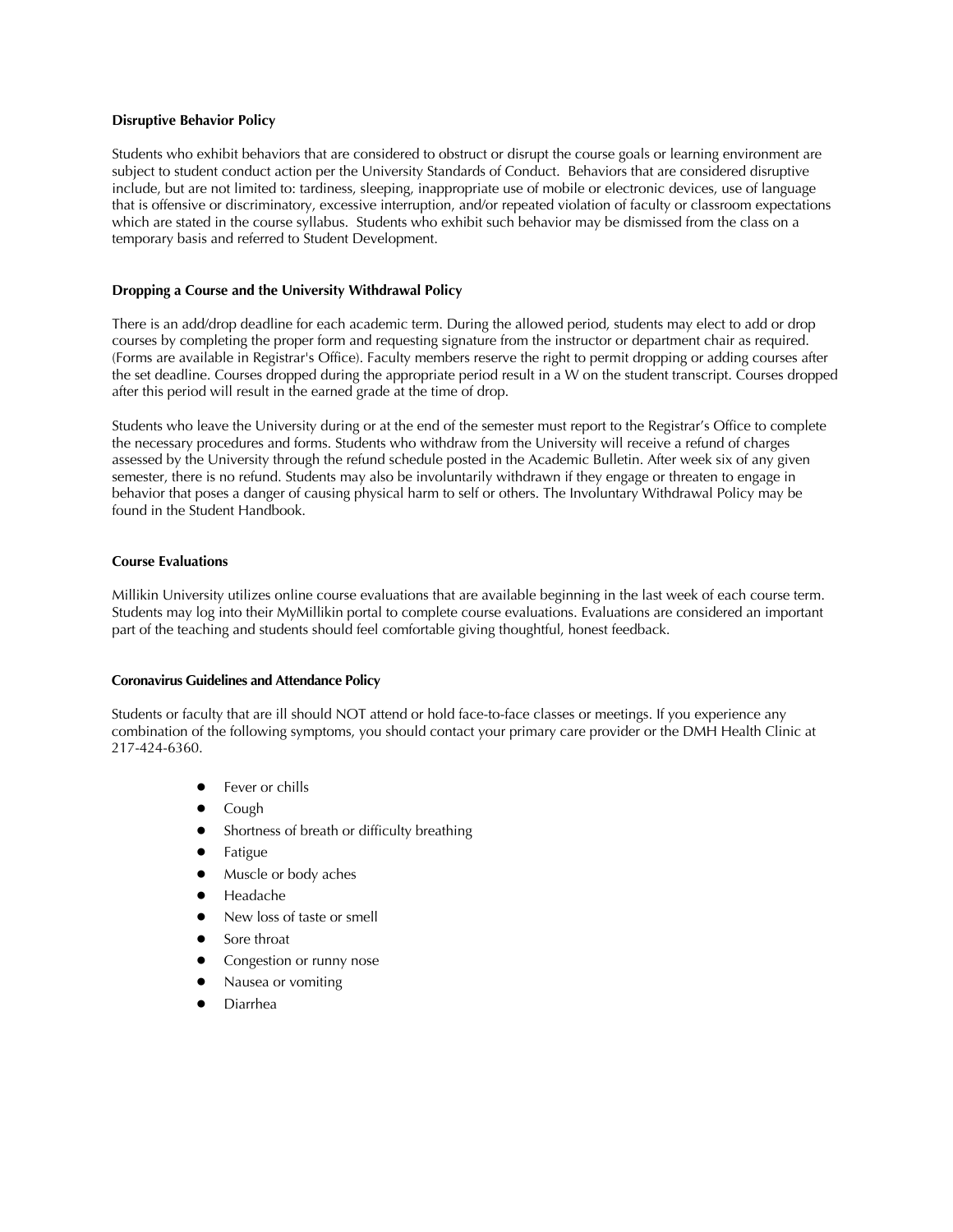**Disruptive Behavior Policy**

Students who exhibit behaviors that are considered to obstruct or disrupt the course goals or learning environment are subject to student conduct action per the University Standards of Conduct. Behaviors that are considered disruptive include, but are not limited to: tardiness, sleeping, inappropriate use of mobile or electronic devices, use of language that is offensive or discriminatory, excessive interruption, and/or repeated violation of faculty or classroom expectations which are stated in the course syllabus. Students who exhibit such behavior may be dismissed from the class on a temporary basis and referred to Student Development.

**Dropping a Course and the University Withdrawal Policy**

There is an add/drop deadline for each academic term. During the allowed period, students may elect to add or drop courses by completing the proper form and requesting signature from the instructor or department chair as required. (Forms are available in Registrar's Office). Faculty members reserve the right to permit dropping or adding courses after the set deadline. Courses dropped during the appropriate period result in a W on the student transcript. Courses dropped after this period will result in the earned grade at the time of drop.

Students who leave the University during or at the end of the semester must report to the Registrar's Office to complete the necessary procedures and forms. Students who withdraw from the University will receive a refund of charges assessed by the University through the refund schedule posted in the Academic Bulletin. After week six of any given semester, there is no refund. Students may also be involuntarily withdrawn if they engage or threaten to engage in behavior that poses a danger of causing physical harm to self or others. The Involuntary Withdrawal Policy may be found in the Student Handbook.

**Course Evaluations**

Millikin University utilizes online course evaluations that are available beginning in the last week of each course term. Students may log into their MyMillikin portal to complete course evaluations. Evaluations are considered an important part of the teaching and students should feel comfortable giving thoughtful, honest feedback.

**Coronavirus Guidelines and Attendance Policy**

Students or faculty that are ill should NOT attend or hold face-to-face classes or meetings. If you experience any combination of the following symptoms, you should contact your primary care provider or the DMH Health Clinic at 217-424-6360.

- Fever or chills
- Cough
- Shortness of breath or difficulty breathing
- Fatigue
- Muscle or body aches
- Headache
- New loss of taste or smell
- Sore throat
- Congestion or runny nose
- Nausea or vomiting
- Diarrhea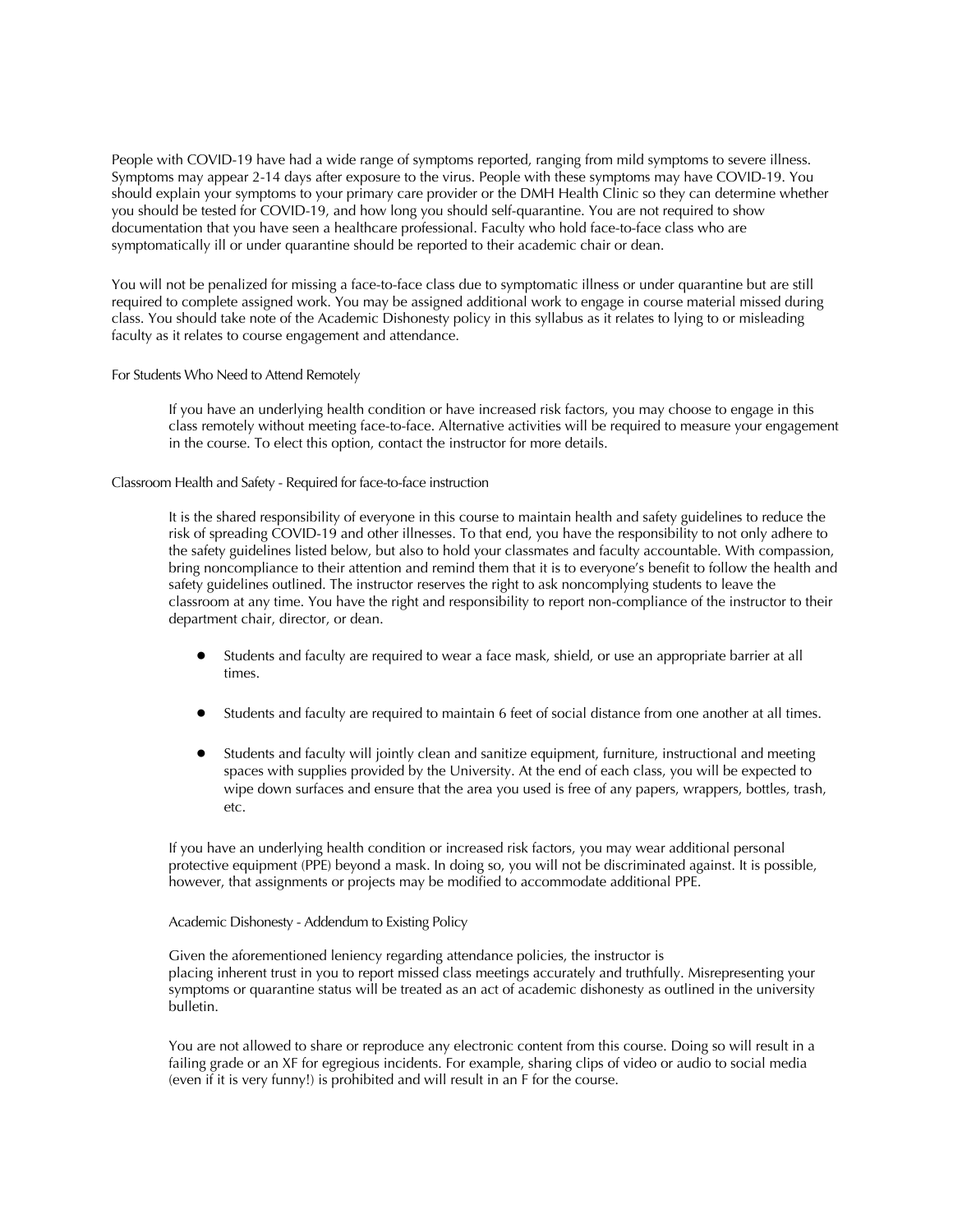People with COVID-19 have had a wide range of symptoms reported, ranging from mild symptoms to severe illness. Symptoms may appear 2-14 days after exposure to the virus. People with these symptoms may have COVID-19. You should explain your symptoms to your primary care provider or the DMH Health Clinic so they can determine whether you should be tested for COVID-19, and how long you should self-quarantine. You are not required to show documentation that you have seen a healthcare professional. Faculty who hold face-to-face class who are symptomatically ill or under quarantine should be reported to their academic chair or dean.

You will not be penalized for missing a face-to-face class due to symptomatic illness or under quarantine but are still required to complete assigned work. You may be assigned additional work to engage in course material missed during class. You should take note of the Academic Dishonesty policy in this syllabus as it relates to lying to or misleading faculty as it relates to course engagement and attendance.

### For Students Who Need to Attend Remotely

If you have an underlying health condition or have increased risk factors, you may choose to engage in this class remotely without meeting face-to-face. Alternative activities will be required to measure your engagement in the course. To elect this option, contact the instructor for more details.

### Classroom Health and Safety - Required for face-to-face instruction

It is the shared responsibility of everyone in this course to maintain health and safety guidelines to reduce the risk of spreading COVID-19 and other illnesses. To that end, you have the responsibility to not only adhere to the safety guidelines listed below, but also to hold your classmates and faculty accountable. With compassion, bring noncompliance to their attention and remind them that it is to everyone's benefit to follow the health and safety guidelines outlined. The instructor reserves the right to ask noncomplying students to leave the classroom at any time. You have the right and responsibility to report non-compliance of the instructor to their department chair, director, or dean.

- Students and faculty are required to wear a face mask, shield, or use an appropriate barrier at all times.
- Students and faculty are required to maintain 6 feet of social distance from one another at all times.
- Students and faculty will jointly clean and sanitize equipment, furniture, instructional and meeting spaces with supplies provided by the University. At the end of each class, you will be expected to wipe down surfaces and ensure that the area you used is free of any papers, wrappers, bottles, trash, etc.

If you have an underlying health condition or increased risk factors, you may wear additional personal protective equipment (PPE) beyond a mask. In doing so, you will not be discriminated against. It is possible, however, that assignments or projects may be modified to accommodate additional PPE.

### Academic Dishonesty - Addendum to Existing Policy

Given the aforementioned leniency regarding attendance policies, the instructor is placing inherent trust in you to report missed class meetings accurately and truthfully. Misrepresenting your symptoms or quarantine status will be treated as an act of academic dishonesty as outlined in the university bulletin.

You are not allowed to share or reproduce any electronic content from this course. Doing so will result in a failing grade or an XF for egregious incidents. For example, sharing clips of video or audio to social media (even if it is very funny!) is prohibited and will result in an F for the course.